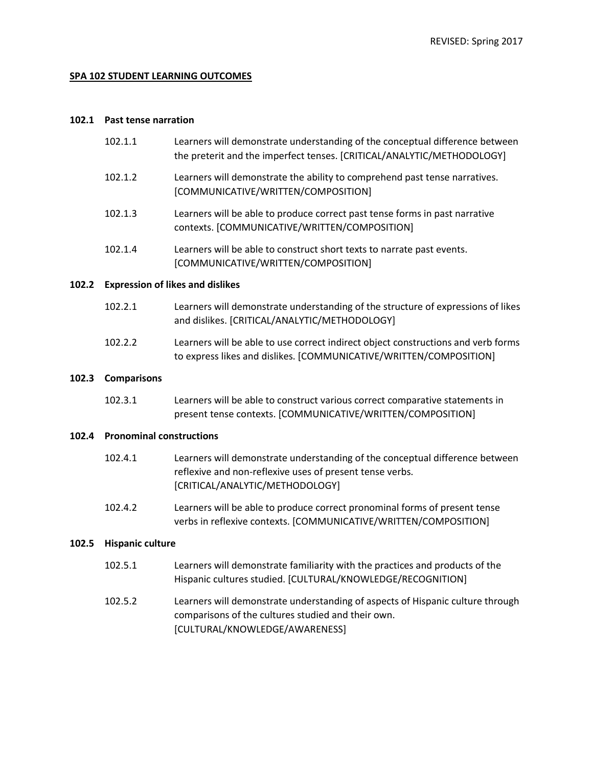REVISED: Spring 2017

## SPA 102 STUDENT LEARNING OUTCOMES

### 102.1 Past tense narration

- **102.1.1** Learners will demonstrate understanding of the conceptual difference between the preterit and the imperfect tenses. [CRITICAL/ANALYTIC/METHODOLOGY]
- **102.1.2** Learners will demonstrate the ability to comprehend past tense narratives. [COMMUNICATIVE/WRITTEN/COMPOSITION]
- **102.1.3** Learners will be able to produce correct past tense forms in past narrative contexts. [COMMUNICATIVE/WRITTEN/COMPOSITION]
- **102.1.4** Learners will be able to construct short texts to narrate past events. [COMMUNICATIVE/WRITTEN/COMPOSITION]

### 102.2 Expression of likes and dislikes

- **102.2.1** Learners will demonstrate understanding of the structure of expressions of likes and dislikes. [CRITICAL/ANALYTIC/METHODOLOGY]
- **102.2.2** Learners will be able to use correct indirect object constructions and verb forms to express likes and dislikes. [COMMUNICATIVE/WRITTEN/COMPOSITION]

### 102.3 Comparisons

- **102.3.1** Learners will be able to construct various correct comparative statements in present tense contexts. [COMMUNICATIVE/WRITTEN/COMPOSITION]

### 102.4 Pronominal constructions

- **102.4.1** Learners will demonstrate understanding of the conceptual difference between reflexive and non-reflexive uses of present tense verbs. [CRITICAL/ANALYTIC/METHODOLOGY]
- **102.4.2** Learners will be able to produce correct pronominal forms of present tense verbs in reflexive contexts. [COMMUNICATIVE/WRITTEN/COMPOSITION]

### 102.5 Hispanic culture

- **102.5.1** Learners will demonstrate familiarity with the practices and products of the Hispanic cultures studied. [CULTURAL/KNOWLEDGE/RECOGNITION]
- **102.5.2** Learners will demonstrate understanding of aspects of Hispanic culture through comparisons of the cultures studied and their own. [CULTURAL/KNOWLEDGE/AWARENESS]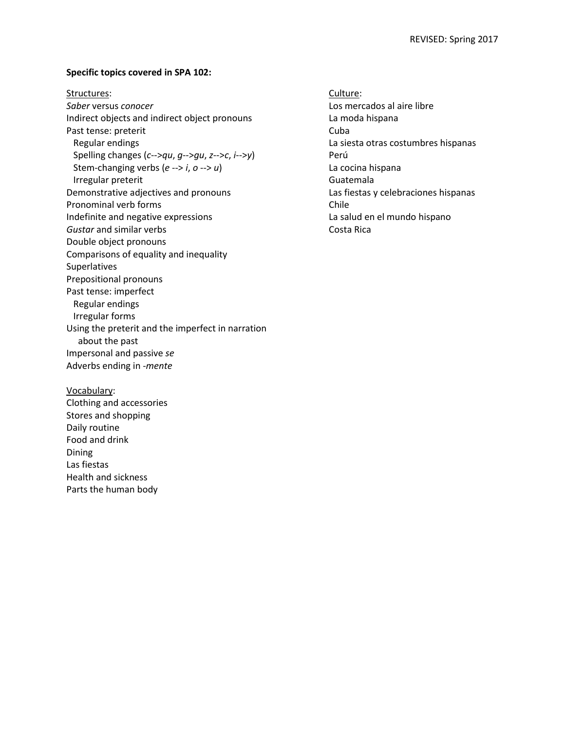**Specific topics covered in SPA 102:**

Structures:

*Saber* versus *conocer*
Indirect objects and indirect object pronouns
Past tense: preterit
  Regular endings
  Spelling changes (*c-->qu*, *g-->gu*, *z-->c*, *i-->y*)
  Stem-changing verbs (*e --> i*, *o --> u*)
  Irregular preterit
Demonstrative adjectives and pronouns
Pronominal verb forms
Indefinite and negative expressions
*Gustar* and similar verbs
Double object pronouns
Comparisons of equality and inequality
Superlatives
Prepositional pronouns
Past tense: imperfect
  Regular endings
  Irregular forms
Using the preterit and the imperfect in narration about the past
Impersonal and passive *se*
Adverbs ending in *-mente*

Vocabulary:

Clothing and accessories
Stores and shopping
Daily routine
Food and drink
Dining
Las fiestas
Health and sickness
Parts the human body

Culture:

Los mercados al aire libre
La moda hispana
Cuba
La siesta otras costumbres hispanas
Perú
La cocina hispana
Guatemala
Las fiestas y celebraciones hispanas
Chile
La salud en el mundo hispano
Costa Rica